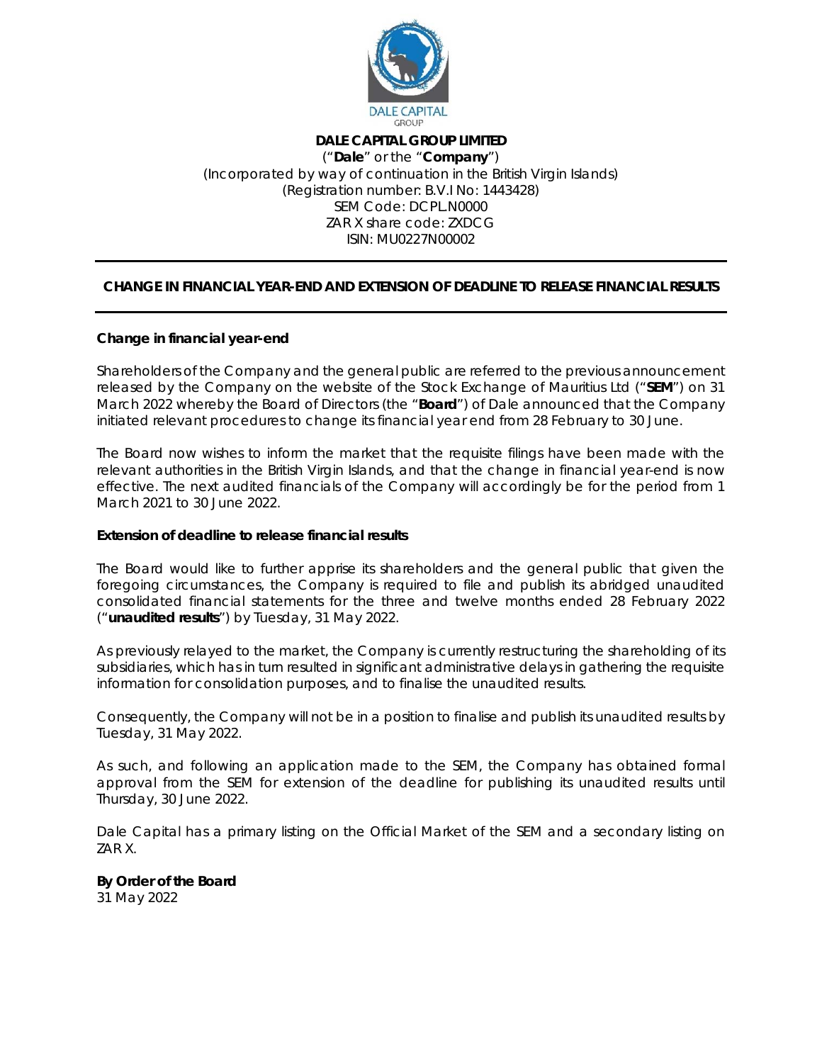**DALE CAPITAL GROUP LIMITED**
("**Dale**" or the "**Company**")
(Incorporated by way of continuation in the British Virgin Islands)
(Registration number: B.V.I No: 1443428)
SEM Code: DCPL.N0000
ZAR X share code: ZXDCG
ISIN: MU0227N00002

---

## CHANGE IN FINANCIAL YEAR-END AND EXTENSION OF DEADLINE TO RELEASE FINANCIAL RESULTS

---

### Change in financial year-end

Shareholders of the Company and the general public are referred to the previous announcement released by the Company on the website of the Stock Exchange of Mauritius Ltd ("**SEM**") on 31 March 2022 whereby the Board of Directors (the "**Board**") of Dale announced that the Company initiated relevant procedures to change its financial year end from 28 February to 30 June.

The Board now wishes to inform the market that the requisite filings have been made with the relevant authorities in the British Virgin Islands, and that the change in financial year-end is now effective. The next audited financials of the Company will accordingly be for the period from 1 March 2021 to 30 June 2022.

### Extension of deadline to release financial results

The Board would like to further apprise its shareholders and the general public that given the foregoing circumstances, the Company is required to file and publish its abridged unaudited consolidated financial statements for the three and twelve months ended 28 February 2022 ("**unaudited results**") by Tuesday, 31 May 2022.

As previously relayed to the market, the Company is currently restructuring the shareholding of its subsidiaries, which has in turn resulted in significant administrative delays in gathering the requisite information for consolidation purposes, and to finalise the unaudited results.

Consequently, the Company will not be in a position to finalise and publish its unaudited results by Tuesday, 31 May 2022.

As such, and following an application made to the SEM, the Company has obtained formal approval from the SEM for extension of the deadline for publishing its unaudited results until Thursday, 30 June 2022.

Dale Capital has a primary listing on the Official Market of the SEM and a secondary listing on ZAR X.

**By Order of the Board**
31 May 2022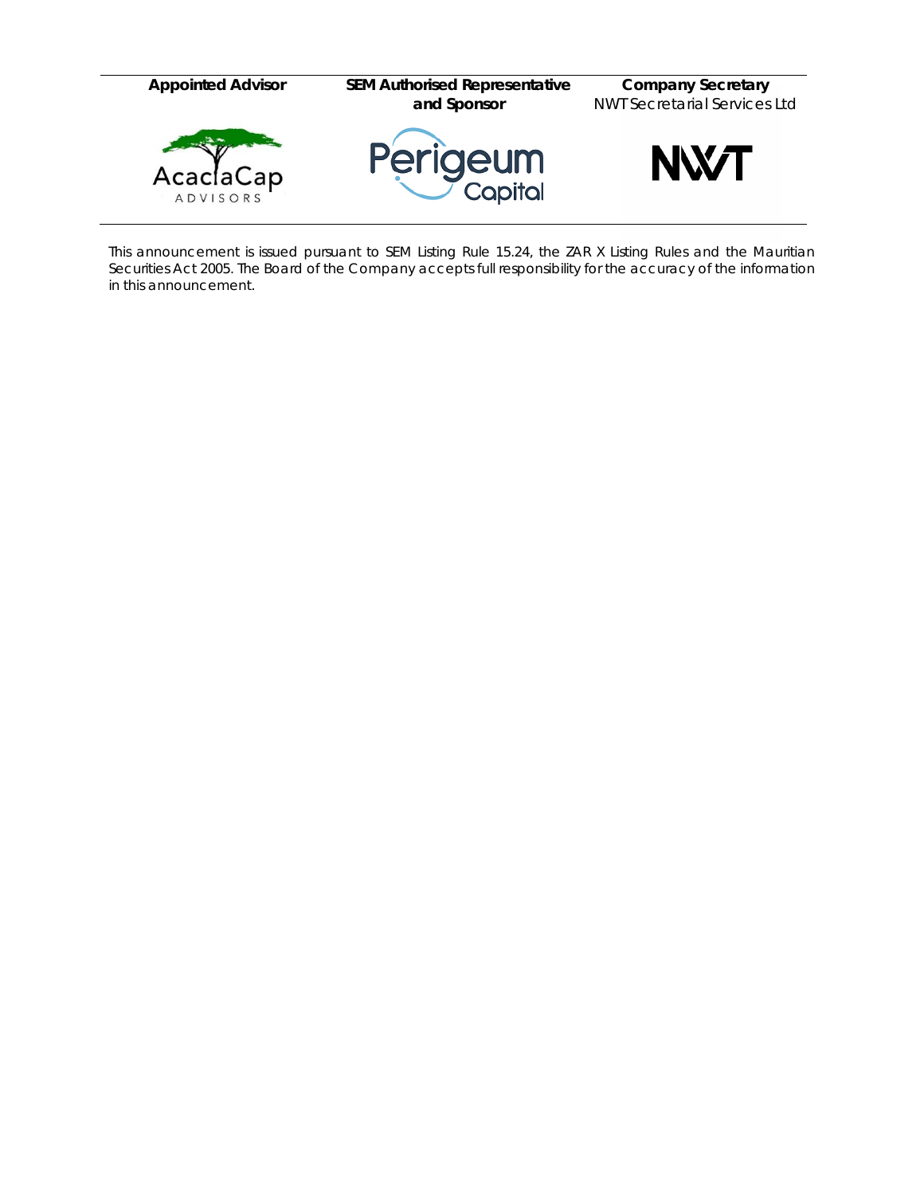| Appointed Advisor | SEM Authorised Representative and Sponsor | Company Secretary |
| --- | --- | --- |
| AcaciaCap ADVISORS | Perigeum Capital | NWT Secretarial Services Ltd |
| | | NWT |

This announcement is issued pursuant to SEM Listing Rule 15.24, the ZAR X Listing Rules and the Mauritian Securities Act 2005. The Board of the Company accepts full responsibility for the accuracy of the information in this announcement.